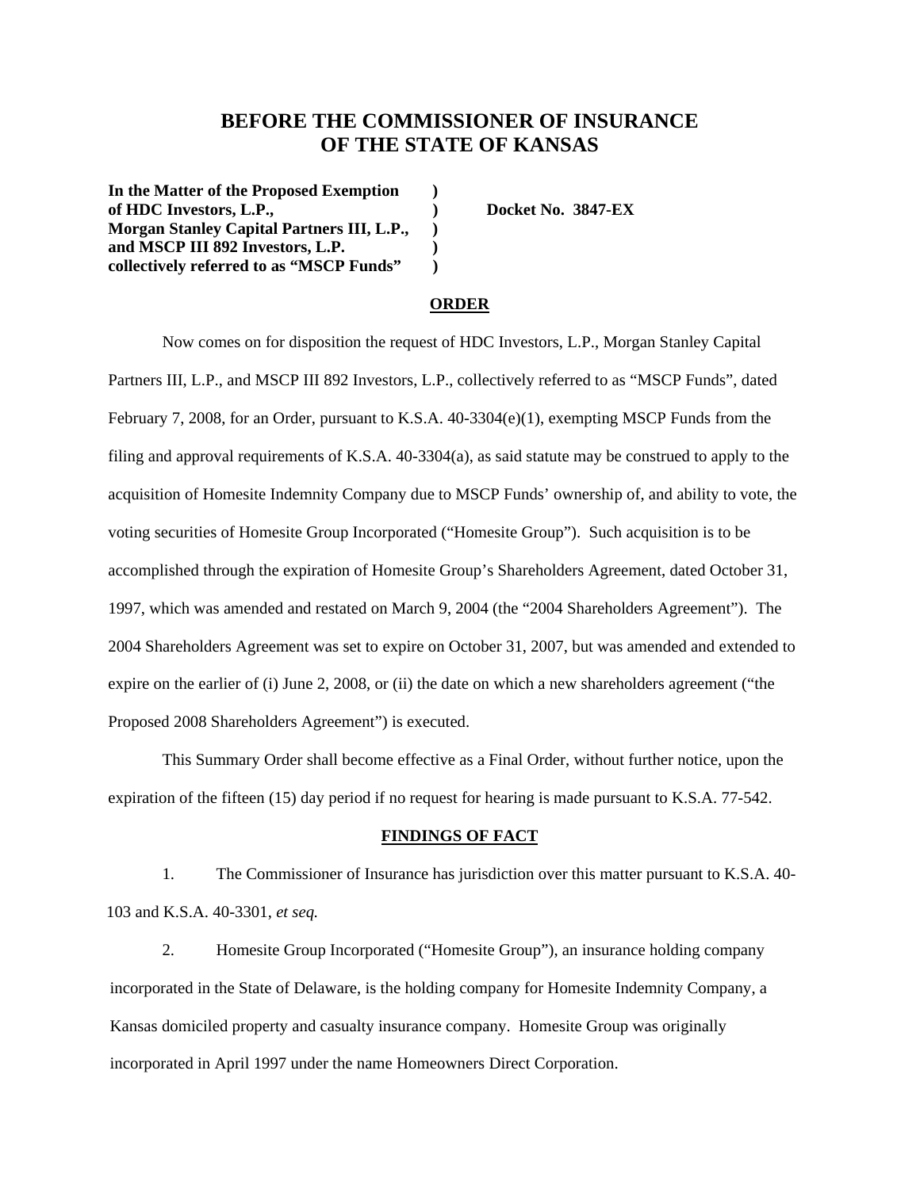# BEFORE THE COMMISSIONER OF INSURANCE OF THE STATE OF KANSAS

**In the Matter of the Proposed Exemption of HDC Investors, L.P., Morgan Stanley Capital Partners III, L.P., and MSCP III 892 Investors, L.P. collectively referred to as "MSCP Funds"** )

**Docket No. 3847-EX**

## ORDER

Now comes on for disposition the request of HDC Investors, L.P., Morgan Stanley Capital Partners III, L.P., and MSCP III 892 Investors, L.P., collectively referred to as "MSCP Funds", dated February 7, 2008, for an Order, pursuant to K.S.A. 40-3304(e)(1), exempting MSCP Funds from the filing and approval requirements of K.S.A. 40-3304(a), as said statute may be construed to apply to the acquisition of Homesite Indemnity Company due to MSCP Funds' ownership of, and ability to vote, the voting securities of Homesite Group Incorporated ("Homesite Group"). Such acquisition is to be accomplished through the expiration of Homesite Group's Shareholders Agreement, dated October 31, 1997, which was amended and restated on March 9, 2004 (the "2004 Shareholders Agreement"). The 2004 Shareholders Agreement was set to expire on October 31, 2007, but was amended and extended to expire on the earlier of (i) June 2, 2008, or (ii) the date on which a new shareholders agreement ("the Proposed 2008 Shareholders Agreement") is executed.

This Summary Order shall become effective as a Final Order, without further notice, upon the expiration of the fifteen (15) day period if no request for hearing is made pursuant to K.S.A. 77-542.

## FINDINGS OF FACT

1. The Commissioner of Insurance has jurisdiction over this matter pursuant to K.S.A. 40-103 and K.S.A. 40-3301, *et seq.*

2. Homesite Group Incorporated ("Homesite Group"), an insurance holding company incorporated in the State of Delaware, is the holding company for Homesite Indemnity Company, a Kansas domiciled property and casualty insurance company. Homesite Group was originally incorporated in April 1997 under the name Homeowners Direct Corporation.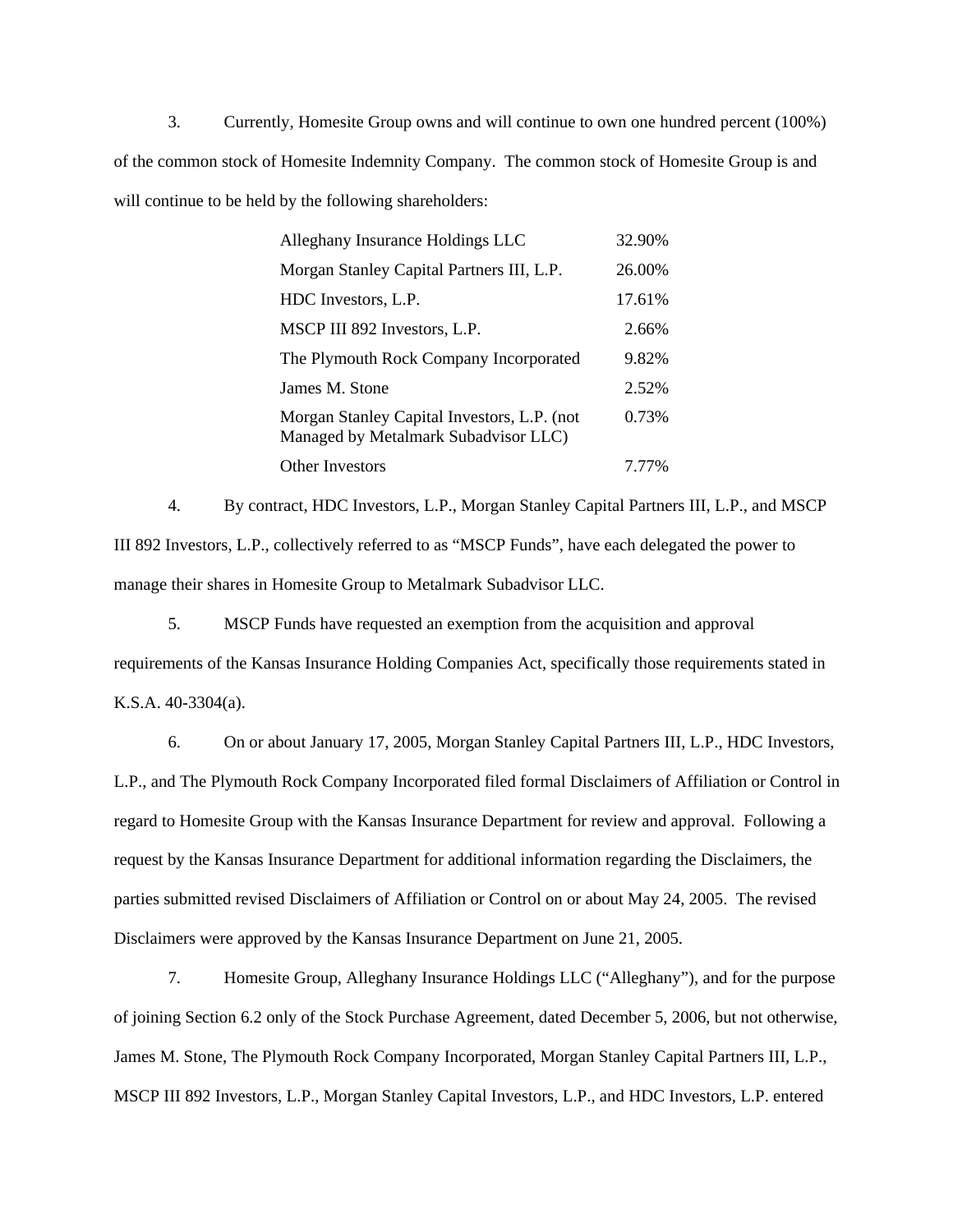3. Currently, Homesite Group owns and will continue to own one hundred percent (100%) of the common stock of Homesite Indemnity Company. The common stock of Homesite Group is and will continue to be held by the following shareholders:

| | |
|---|---|
| Alleghany Insurance Holdings LLC | 32.90% |
| Morgan Stanley Capital Partners III, L.P. | 26.00% |
| HDC Investors, L.P. | 17.61% |
| MSCP III 892 Investors, L.P. | 2.66% |
| The Plymouth Rock Company Incorporated | 9.82% |
| James M. Stone | 2.52% |
| Morgan Stanley Capital Investors, L.P. (not Managed by Metalmark Subadvisor LLC) | 0.73% |
| Other Investors | 7.77% |

4. By contract, HDC Investors, L.P., Morgan Stanley Capital Partners III, L.P., and MSCP III 892 Investors, L.P., collectively referred to as "MSCP Funds", have each delegated the power to manage their shares in Homesite Group to Metalmark Subadvisor LLC.

5. MSCP Funds have requested an exemption from the acquisition and approval requirements of the Kansas Insurance Holding Companies Act, specifically those requirements stated in K.S.A. 40-3304(a).

6. On or about January 17, 2005, Morgan Stanley Capital Partners III, L.P., HDC Investors, L.P., and The Plymouth Rock Company Incorporated filed formal Disclaimers of Affiliation or Control in regard to Homesite Group with the Kansas Insurance Department for review and approval. Following a request by the Kansas Insurance Department for additional information regarding the Disclaimers, the parties submitted revised Disclaimers of Affiliation or Control on or about May 24, 2005. The revised Disclaimers were approved by the Kansas Insurance Department on June 21, 2005.

7. Homesite Group, Alleghany Insurance Holdings LLC ("Alleghany"), and for the purpose of joining Section 6.2 only of the Stock Purchase Agreement, dated December 5, 2006, but not otherwise, James M. Stone, The Plymouth Rock Company Incorporated, Morgan Stanley Capital Partners III, L.P., MSCP III 892 Investors, L.P., Morgan Stanley Capital Investors, L.P., and HDC Investors, L.P. entered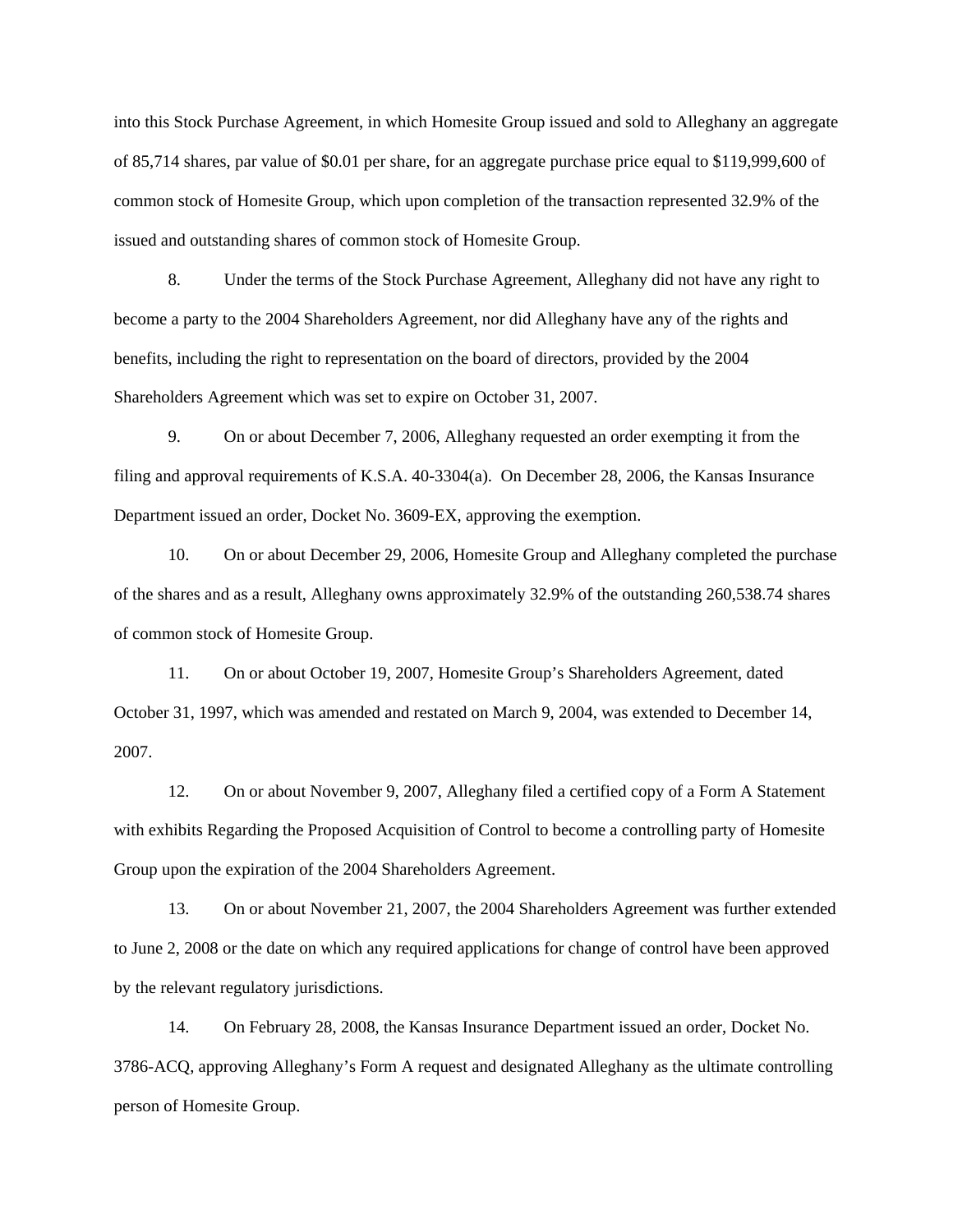into this Stock Purchase Agreement, in which Homesite Group issued and sold to Alleghany an aggregate of 85,714 shares, par value of $0.01 per share, for an aggregate purchase price equal to $119,999,600 of common stock of Homesite Group, which upon completion of the transaction represented 32.9% of the issued and outstanding shares of common stock of Homesite Group.

8. Under the terms of the Stock Purchase Agreement, Alleghany did not have any right to become a party to the 2004 Shareholders Agreement, nor did Alleghany have any of the rights and benefits, including the right to representation on the board of directors, provided by the 2004 Shareholders Agreement which was set to expire on October 31, 2007.

9. On or about December 7, 2006, Alleghany requested an order exempting it from the filing and approval requirements of K.S.A. 40-3304(a). On December 28, 2006, the Kansas Insurance Department issued an order, Docket No. 3609-EX, approving the exemption.

10. On or about December 29, 2006, Homesite Group and Alleghany completed the purchase of the shares and as a result, Alleghany owns approximately 32.9% of the outstanding 260,538.74 shares of common stock of Homesite Group.

11. On or about October 19, 2007, Homesite Group's Shareholders Agreement, dated October 31, 1997, which was amended and restated on March 9, 2004, was extended to December 14, 2007.

12. On or about November 9, 2007, Alleghany filed a certified copy of a Form A Statement with exhibits Regarding the Proposed Acquisition of Control to become a controlling party of Homesite Group upon the expiration of the 2004 Shareholders Agreement.

13. On or about November 21, 2007, the 2004 Shareholders Agreement was further extended to June 2, 2008 or the date on which any required applications for change of control have been approved by the relevant regulatory jurisdictions.

14. On February 28, 2008, the Kansas Insurance Department issued an order, Docket No. 3786-ACQ, approving Alleghany's Form A request and designated Alleghany as the ultimate controlling person of Homesite Group.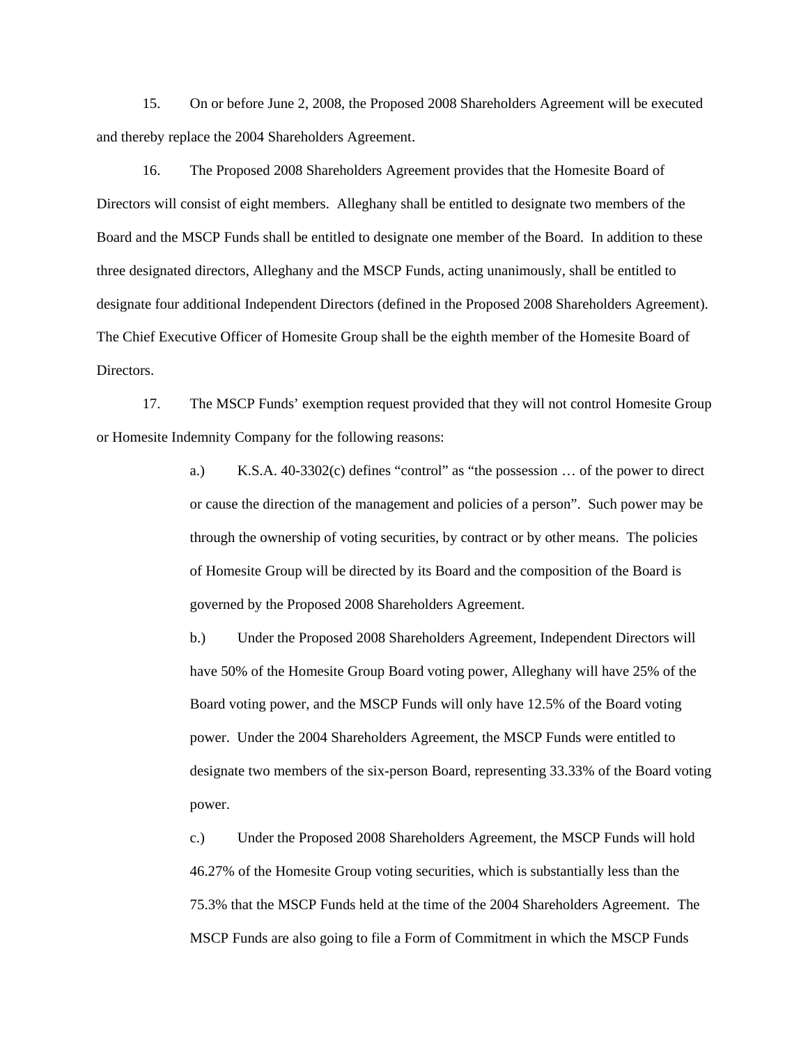15. On or before June 2, 2008, the Proposed 2008 Shareholders Agreement will be executed and thereby replace the 2004 Shareholders Agreement.

16. The Proposed 2008 Shareholders Agreement provides that the Homesite Board of Directors will consist of eight members. Alleghany shall be entitled to designate two members of the Board and the MSCP Funds shall be entitled to designate one member of the Board. In addition to these three designated directors, Alleghany and the MSCP Funds, acting unanimously, shall be entitled to designate four additional Independent Directors (defined in the Proposed 2008 Shareholders Agreement). The Chief Executive Officer of Homesite Group shall be the eighth member of the Homesite Board of Directors.

17. The MSCP Funds' exemption request provided that they will not control Homesite Group or Homesite Indemnity Company for the following reasons:

> a.) K.S.A. 40-3302(c) defines "control" as "the possession … of the power to direct or cause the direction of the management and policies of a person". Such power may be through the ownership of voting securities, by contract or by other means. The policies of Homesite Group will be directed by its Board and the composition of the Board is governed by the Proposed 2008 Shareholders Agreement.
>
> b.) Under the Proposed 2008 Shareholders Agreement, Independent Directors will have 50% of the Homesite Group Board voting power, Alleghany will have 25% of the Board voting power, and the MSCP Funds will only have 12.5% of the Board voting power. Under the 2004 Shareholders Agreement, the MSCP Funds were entitled to designate two members of the six-person Board, representing 33.33% of the Board voting power.
>
> c.) Under the Proposed 2008 Shareholders Agreement, the MSCP Funds will hold 46.27% of the Homesite Group voting securities, which is substantially less than the 75.3% that the MSCP Funds held at the time of the 2004 Shareholders Agreement. The MSCP Funds are also going to file a Form of Commitment in which the MSCP Funds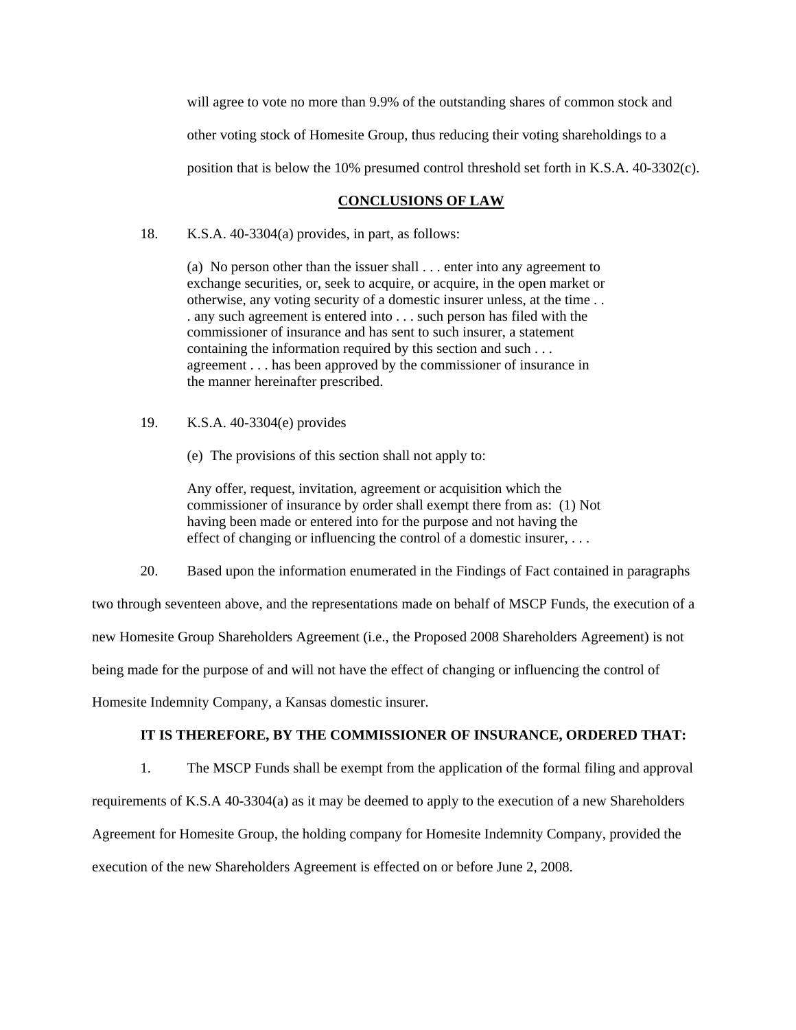will agree to vote no more than 9.9% of the outstanding shares of common stock and other voting stock of Homesite Group, thus reducing their voting shareholdings to a position that is below the 10% presumed control threshold set forth in K.S.A. 40-3302(c).

## CONCLUSIONS OF LAW

18. K.S.A. 40-3304(a) provides, in part, as follows:

> (a) No person other than the issuer shall . . . enter into any agreement to exchange securities, or, seek to acquire, or acquire, in the open market or otherwise, any voting security of a domestic insurer unless, at the time . . . any such agreement is entered into . . . such person has filed with the commissioner of insurance and has sent to such insurer, a statement containing the information required by this section and such . . . agreement . . . has been approved by the commissioner of insurance in the manner hereinafter prescribed.

19. K.S.A. 40-3304(e) provides

> (e) The provisions of this section shall not apply to:
>
> Any offer, request, invitation, agreement or acquisition which the commissioner of insurance by order shall exempt there from as: (1) Not having been made or entered into for the purpose and not having the effect of changing or influencing the control of a domestic insurer, . . .

20. Based upon the information enumerated in the Findings of Fact contained in paragraphs two through seventeen above, and the representations made on behalf of MSCP Funds, the execution of a new Homesite Group Shareholders Agreement (i.e., the Proposed 2008 Shareholders Agreement) is not being made for the purpose of and will not have the effect of changing or influencing the control of Homesite Indemnity Company, a Kansas domestic insurer.

**IT IS THEREFORE, BY THE COMMISSIONER OF INSURANCE, ORDERED THAT:**

1. The MSCP Funds shall be exempt from the application of the formal filing and approval requirements of K.S.A 40-3304(a) as it may be deemed to apply to the execution of a new Shareholders Agreement for Homesite Group, the holding company for Homesite Indemnity Company, provided the execution of the new Shareholders Agreement is effected on or before June 2, 2008.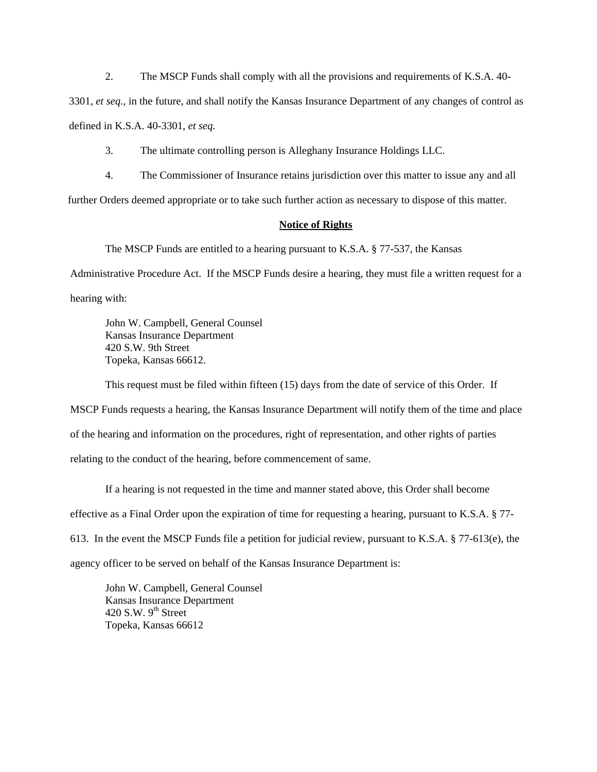2. The MSCP Funds shall comply with all the provisions and requirements of K.S.A. 40-3301, *et seq.,* in the future, and shall notify the Kansas Insurance Department of any changes of control as defined in K.S.A. 40-3301, *et seq.*

3. The ultimate controlling person is Alleghany Insurance Holdings LLC.

4. The Commissioner of Insurance retains jurisdiction over this matter to issue any and all further Orders deemed appropriate or to take such further action as necessary to dispose of this matter.

**Notice of Rights**

The MSCP Funds are entitled to a hearing pursuant to K.S.A. § 77-537, the Kansas Administrative Procedure Act. If the MSCP Funds desire a hearing, they must file a written request for a hearing with:

John W. Campbell, General Counsel
Kansas Insurance Department
420 S.W. 9th Street
Topeka, Kansas 66612.

This request must be filed within fifteen (15) days from the date of service of this Order. If MSCP Funds requests a hearing, the Kansas Insurance Department will notify them of the time and place of the hearing and information on the procedures, right of representation, and other rights of parties relating to the conduct of the hearing, before commencement of same.

If a hearing is not requested in the time and manner stated above, this Order shall become effective as a Final Order upon the expiration of time for requesting a hearing, pursuant to K.S.A. § 77-613. In the event the MSCP Funds file a petition for judicial review, pursuant to K.S.A. § 77-613(e), the agency officer to be served on behalf of the Kansas Insurance Department is:

John W. Campbell, General Counsel
Kansas Insurance Department
420 S.W. 9th Street
Topeka, Kansas 66612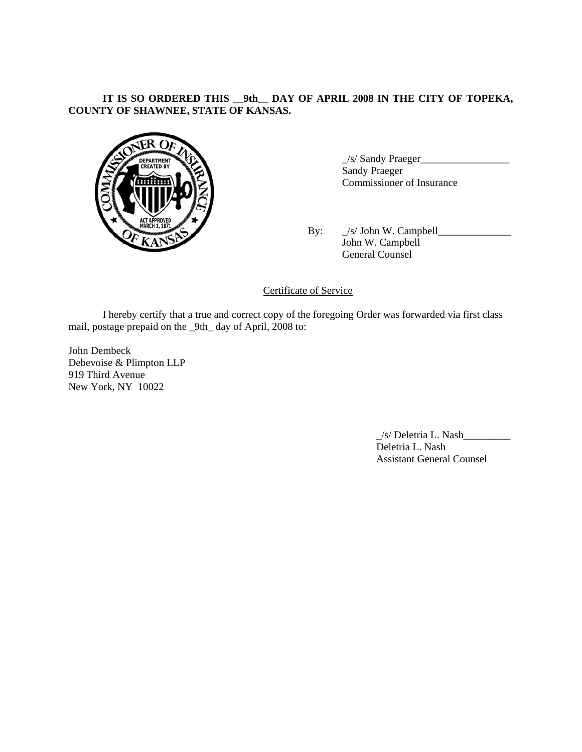**IT IS SO ORDERED THIS __9th__ DAY OF APRIL 2008 IN THE CITY OF TOPEKA, COUNTY OF SHAWNEE, STATE OF KANSAS.**

_/s/ Sandy Praeger_________________
Sandy Praeger
Commissioner of Insurance

By: _/s/ John W. Campbell______________
John W. Campbell
General Counsel

Certificate of Service

I hereby certify that a true and correct copy of the foregoing Order was forwarded via first class mail, postage prepaid on the _9th_ day of April, 2008 to:

John Dembeck
Debevoise & Plimpton LLP
919 Third Avenue
New York, NY 10022

_/s/ Deletria L. Nash_________
Deletria L. Nash
Assistant General Counsel